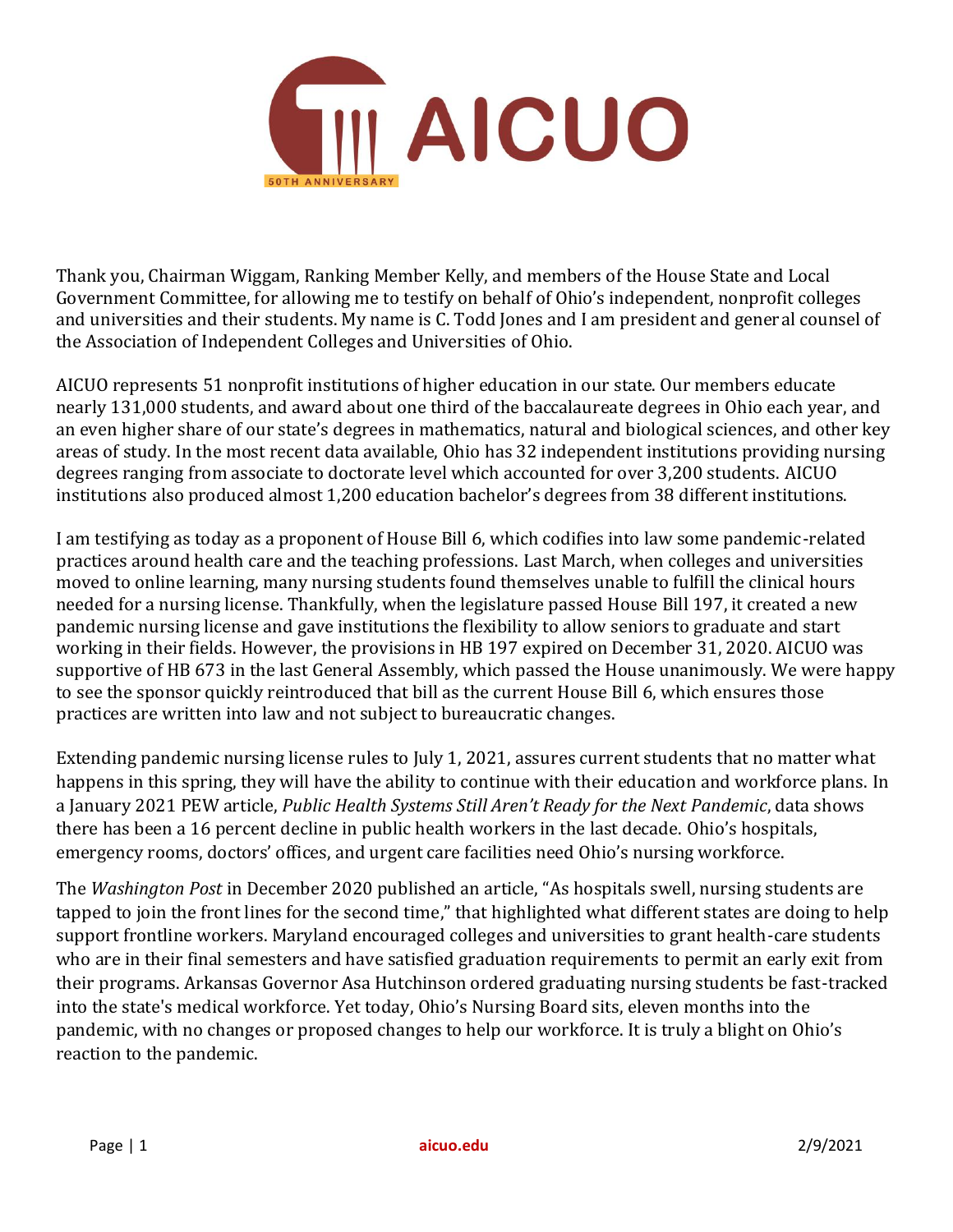AICUO

50TH ANNIVERSARY

Thank you, Chairman Wiggam, Ranking Member Kelly, and members of the House State and Local Government Committee, for allowing me to testify on behalf of Ohio's independent, nonprofit colleges and universities and their students. My name is C. Todd Jones and I am president and general counsel of the Association of Independent Colleges and Universities of Ohio.

AICUO represents 51 nonprofit institutions of higher education in our state. Our members educate nearly 131,000 students, and award about one third of the baccalaureate degrees in Ohio each year, and an even higher share of our state's degrees in mathematics, natural and biological sciences, and other key areas of study. In the most recent data available, Ohio has 32 independent institutions providing nursing degrees ranging from associate to doctorate level which accounted for over 3,200 students. AICUO institutions also produced almost 1,200 education bachelor's degrees from 38 different institutions.

I am testifying as today as a proponent of House Bill 6, which codifies into law some pandemic-related practices around health care and the teaching professions. Last March, when colleges and universities moved to online learning, many nursing students found themselves unable to fulfill the clinical hours needed for a nursing license. Thankfully, when the legislature passed House Bill 197, it created a new pandemic nursing license and gave institutions the flexibility to allow seniors to graduate and start working in their fields. However, the provisions in HB 197 expired on December 31, 2020. AICUO was supportive of HB 673 in the last General Assembly, which passed the House unanimously. We were happy to see the sponsor quickly reintroduced that bill as the current House Bill 6, which ensures those practices are written into law and not subject to bureaucratic changes.

Extending pandemic nursing license rules to July 1, 2021, assures current students that no matter what happens in this spring, they will have the ability to continue with their education and workforce plans. In a January 2021 PEW article, *Public Health Systems Still Aren't Ready for the Next Pandemic*, data shows there has been a 16 percent decline in public health workers in the last decade. Ohio's hospitals, emergency rooms, doctors' offices, and urgent care facilities need Ohio's nursing workforce.

The *Washington Post* in December 2020 published an article, "As hospitals swell, nursing students are tapped to join the front lines for the second time," that highlighted what different states are doing to help support frontline workers. Maryland encouraged colleges and universities to grant health-care students who are in their final semesters and have satisfied graduation requirements to permit an early exit from their programs. Arkansas Governor Asa Hutchinson ordered graduating nursing students be fast-tracked into the state's medical workforce. Yet today, Ohio's Nursing Board sits, eleven months into the pandemic, with no changes or proposed changes to help our workforce. It is truly a blight on Ohio's reaction to the pandemic.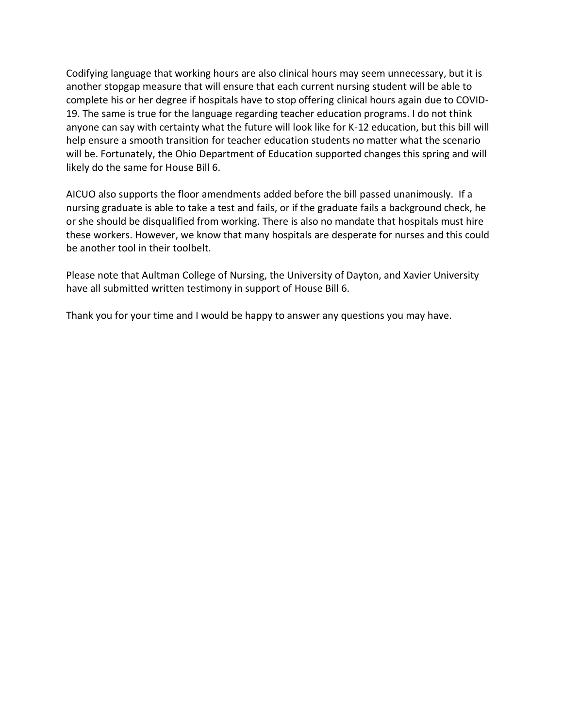Codifying language that working hours are also clinical hours may seem unnecessary, but it is another stopgap measure that will ensure that each current nursing student will be able to complete his or her degree if hospitals have to stop offering clinical hours again due to COVID-19. The same is true for the language regarding teacher education programs. I do not think anyone can say with certainty what the future will look like for K-12 education, but this bill will help ensure a smooth transition for teacher education students no matter what the scenario will be. Fortunately, the Ohio Department of Education supported changes this spring and will likely do the same for House Bill 6.

AICUO also supports the floor amendments added before the bill passed unanimously. If a nursing graduate is able to take a test and fails, or if the graduate fails a background check, he or she should be disqualified from working. There is also no mandate that hospitals must hire these workers. However, we know that many hospitals are desperate for nurses and this could be another tool in their toolbelt.

Please note that Aultman College of Nursing, the University of Dayton, and Xavier University have all submitted written testimony in support of House Bill 6.

Thank you for your time and I would be happy to answer any questions you may have.